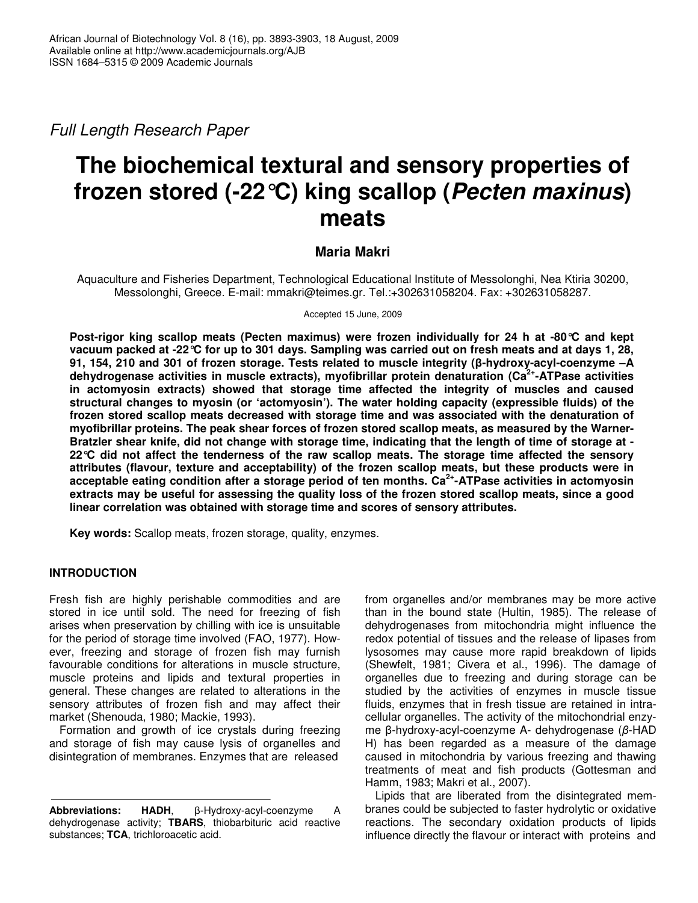*Full Length Research Paper*

# The biochemical textural and sensory properties of frozen stored (-22°C) king scallop (*Pecten maxinus*) meats

**Maria Makri**

Aquaculture and Fisheries Department, Technological Educational Institute of Messolonghi, Nea Ktiria 30200, Messolonghi, Greece. E-mail: mmakri@teimes.gr. Tel.:+302631058204. Fax: +302631058287.

Accepted 15 June, 2009

**Post-rigor king scallop meats (Pecten maximus) were frozen individually for 24 h at -80°C and kept vacuum packed at -22°C for up to 301 days. Sampling was carried out on fresh meats and at days 1, 28, 91, 154, 210 and 301 of frozen storage. Tests related to muscle integrity (β-hydroxy-acyl-coenzyme –A dehydrogenase activities in muscle extracts), myofibrillar protein denaturation ($Ca^{2+}$-ATPase activities in actomyosin extracts) showed that storage time affected the integrity of muscles and caused structural changes to myosin (or 'actomyosin'). The water holding capacity (expressible fluids) of the frozen stored scallop meats decreased with storage time and was associated with the denaturation of myofibrillar proteins. The peak shear forces of frozen stored scallop meats, as measured by the Warner-Bratzler shear knife, did not change with storage time, indicating that the length of time of storage at -22°C did not affect the tenderness of the raw scallop meats. The storage time affected the sensory attributes (flavour, texture and acceptability) of the frozen scallop meats, but these products were in acceptable eating condition after a storage period of ten months. $Ca^{2+}$-ATPase activities in actomyosin extracts may be useful for assessing the quality loss of the frozen stored scallop meats, since a good linear correlation was obtained with storage time and scores of sensory attributes.**

**Key words:** Scallop meats, frozen storage, quality, enzymes.

## INTRODUCTION

Fresh fish are highly perishable commodities and are stored in ice until sold. The need for freezing of fish arises when preservation by chilling with ice is unsuitable for the period of storage time involved (FAO, 1977). However, freezing and storage of frozen fish may furnish favourable conditions for alterations in muscle structure, muscle proteins and lipids and textural properties in general. These changes are related to alterations in the sensory attributes of frozen fish and may affect their market (Shenouda, 1980; Mackie, 1993).

Formation and growth of ice crystals during freezing and storage of fish may cause lysis of organelles and disintegration of membranes. Enzymes that are released from organelles and/or membranes may be more active than in the bound state (Hultin, 1985). The release of dehydrogenases from mitochondria might influence the redox potential of tissues and the release of lipases from lysosomes may cause more rapid breakdown of lipids (Shewfelt, 1981; Civera et al., 1996). The damage of organelles due to freezing and during storage can be studied by the activities of enzymes in muscle tissue fluids, enzymes that in fresh tissue are retained in intracellular organelles. The activity of the mitochondrial enzyme β-hydroxy-acyl-coenzyme A- dehydrogenase (*β*-HAD H) has been regarded as a measure of the damage caused in mitochondria by various freezing and thawing treatments of meat and fish products (Gottesman and Hamm, 1983; Makri et al., 2007).

Lipids that are liberated from the disintegrated membranes could be subjected to faster hydrolytic or oxidative reactions. The secondary oxidation products of lipids influence directly the flavour or interact with proteins and

**Abbreviations:** **HADH**, β-Hydroxy-acyl-coenzyme A dehydrogenase activity; **TBARS**, thiobarbituric acid reactive substances; **TCA**, trichloroacetic acid.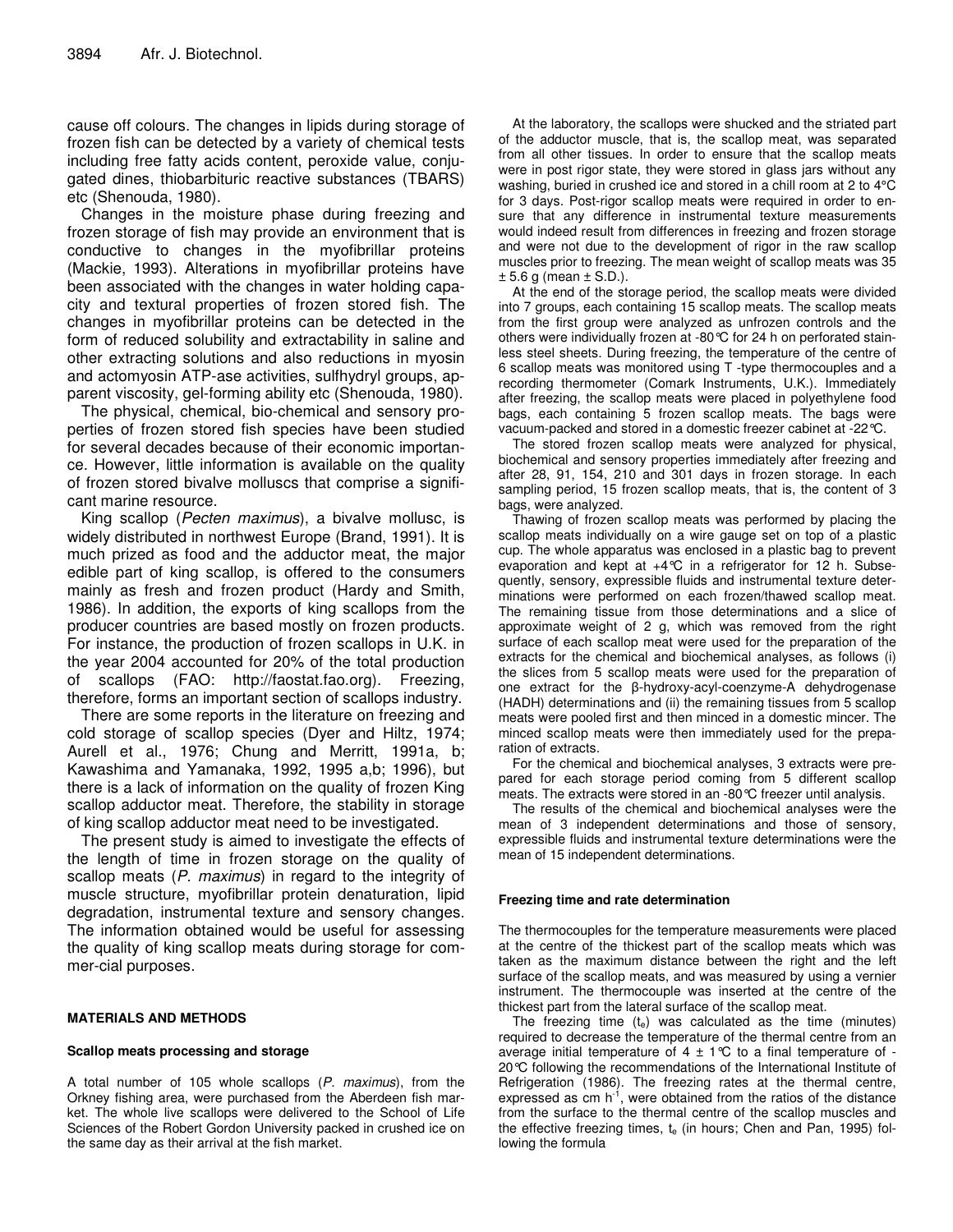cause off colours. The changes in lipids during storage of frozen fish can be detected by a variety of chemical tests including free fatty acids content, peroxide value, conjugated dines, thiobarbituric reactive substances (TBARS) etc (Shenouda, 1980).

Changes in the moisture phase during freezing and frozen storage of fish may provide an environment that is conductive to changes in the myofibrillar proteins (Mackie, 1993). Alterations in myofibrillar proteins have been associated with the changes in water holding capacity and textural properties of frozen stored fish. The changes in myofibrillar proteins can be detected in the form of reduced solubility and extractability in saline and other extracting solutions and also reductions in myosin and actomyosin ATP-ase activities, sulfhydryl groups, apparent viscosity, gel-forming ability etc (Shenouda, 1980).

The physical, chemical, bio-chemical and sensory properties of frozen stored fish species have been studied for several decades because of their economic importance. However, little information is available on the quality of frozen stored bivalve molluscs that comprise a significant marine resource.

King scallop (*Pecten maximus*), a bivalve mollusc, is widely distributed in northwest Europe (Brand, 1991). It is much prized as food and the adductor meat, the major edible part of king scallop, is offered to the consumers mainly as fresh and frozen product (Hardy and Smith, 1986). In addition, the exports of king scallops from the producer countries are based mostly on frozen products. For instance, the production of frozen scallops in U.K. in the year 2004 accounted for 20% of the total production of scallops (FAO: http://faostat.fao.org). Freezing, therefore, forms an important section of scallops industry.

There are some reports in the literature on freezing and cold storage of scallop species (Dyer and Hiltz, 1974; Aurell et al., 1976; Chung and Merritt, 1991a, b; Kawashima and Yamanaka, 1992, 1995 a,b; 1996), but there is a lack of information on the quality of frozen King scallop adductor meat. Therefore, the stability in storage of king scallop adductor meat need to be investigated.

The present study is aimed to investigate the effects of the length of time in frozen storage on the quality of scallop meats (*P. maximus*) in regard to the integrity of muscle structure, myofibrillar protein denaturation, lipid degradation, instrumental texture and sensory changes. The information obtained would be useful for assessing the quality of king scallop meats during storage for commer-cial purposes.

## MATERIALS AND METHODS

### Scallop meats processing and storage

A total number of 105 whole scallops (*P. maximus*), from the Orkney fishing area, were purchased from the Aberdeen fish market. The whole live scallops were delivered to the School of Life Sciences of the Robert Gordon University packed in crushed ice on the same day as their arrival at the fish market.

At the laboratory, the scallops were shucked and the striated part of the adductor muscle, that is, the scallop meat, was separated from all other tissues. In order to ensure that the scallop meats were in post rigor state, they were stored in glass jars without any washing, buried in crushed ice and stored in a chill room at 2 to 4°C for 3 days. Post-rigor scallop meats were required in order to ensure that any difference in instrumental texture measurements would indeed result from differences in freezing and frozen storage and were not due to the development of rigor in the raw scallop muscles prior to freezing. The mean weight of scallop meats was 35 ± 5.6 g (mean ± S.D.).

At the end of the storage period, the scallop meats were divided into 7 groups, each containing 15 scallop meats. The scallop meats from the first group were analyzed as unfrozen controls and the others were individually frozen at -80°C for 24 h on perforated stainless steel sheets. During freezing, the temperature of the centre of 6 scallop meats was monitored using T -type thermocouples and a recording thermometer (Comark Instruments, U.K.). Immediately after freezing, the scallop meats were placed in polyethylene food bags, each containing 5 frozen scallop meats. The bags were vacuum-packed and stored in a domestic freezer cabinet at -22°C.

The stored frozen scallop meats were analyzed for physical, biochemical and sensory properties immediately after freezing and after 28, 91, 154, 210 and 301 days in frozen storage. In each sampling period, 15 frozen scallop meats, that is, the content of 3 bags, were analyzed.

Thawing of frozen scallop meats was performed by placing the scallop meats individually on a wire gauge set on top of a plastic cup. The whole apparatus was enclosed in a plastic bag to prevent evaporation and kept at +4°C in a refrigerator for 12 h. Subsequently, sensory, expressible fluids and instrumental texture determinations were performed on each frozen/thawed scallop meat. The remaining tissue from those determinations and a slice of approximate weight of 2 g, which was removed from the right surface of each scallop meat were used for the preparation of the extracts for the chemical and biochemical analyses, as follows (i) the slices from 5 scallop meats were used for the preparation of one extract for the β-hydroxy-acyl-coenzyme-A dehydrogenase (HADH) determinations and (ii) the remaining tissues from 5 scallop meats were pooled first and then minced in a domestic mincer. The minced scallop meats were then immediately used for the preparation of extracts.

For the chemical and biochemical analyses, 3 extracts were prepared for each storage period coming from 5 different scallop meats. The extracts were stored in an -80°C freezer until analysis.

The results of the chemical and biochemical analyses were the mean of 3 independent determinations and those of sensory, expressible fluids and instrumental texture determinations were the mean of 15 independent determinations.

### Freezing time and rate determination

The thermocouples for the temperature measurements were placed at the centre of the thickest part of the scallop meats which was taken as the maximum distance between the right and the left surface of the scallop meats, and was measured by using a vernier instrument. The thermocouple was inserted at the centre of the thickest part from the lateral surface of the scallop meat.

The freezing time ($t_e$) was calculated as the time (minutes) required to decrease the temperature of the thermal centre from an average initial temperature of 4 ± 1°C to a final temperature of -20°C following the recommendations of the International Institute of Refrigeration (1986). The freezing rates at the thermal centre, expressed as cm $h^{-1}$, were obtained from the ratios of the distance from the surface to the thermal centre of the scallop muscles and the effective freezing times, $t_e$ (in hours; Chen and Pan, 1995) following the formula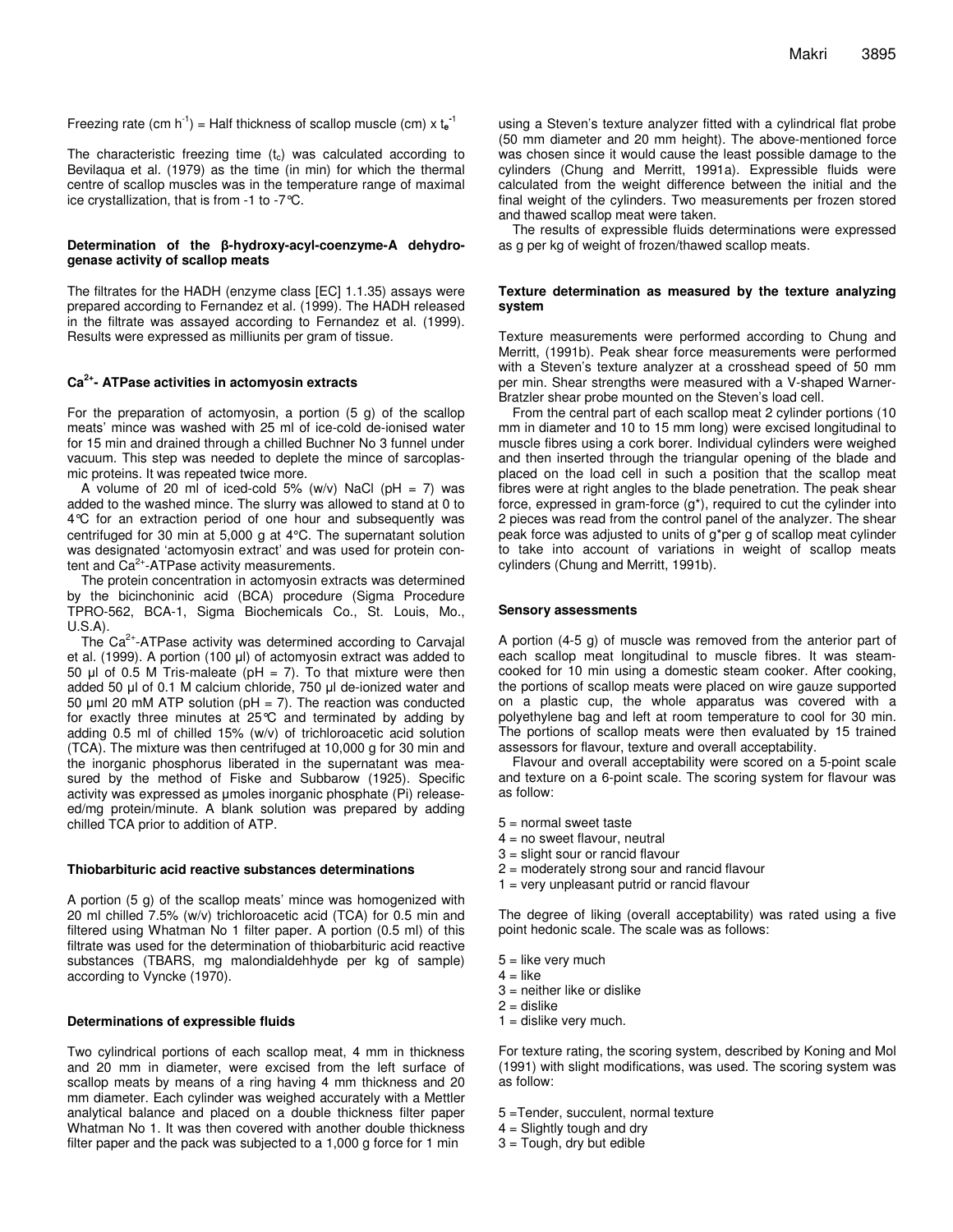Freezing rate (cm $h^{-1}$) = Half thickness of scallop muscle (cm) x $t_e^{-1}$

The characteristic freezing time ($t_c$) was calculated according to Bevilaqua et al. (1979) as the time (in min) for which the thermal centre of scallop muscles was in the temperature range of maximal ice crystallization, that is from -1 to -7°C.

#### Determination of the β-hydroxy-acyl-coenzyme-A dehydrogenase activity of scallop meats

The filtrates for the HADH (enzyme class [EC] 1.1.35) assays were prepared according to Fernandez et al. (1999). The HADH released in the filtrate was assayed according to Fernandez et al. (1999). Results were expressed as milliunits per gram of tissue.

#### $Ca^{2+}$- ATPase activities in actomyosin extracts

For the preparation of actomyosin, a portion (5 g) of the scallop meats' mince was washed with 25 ml of ice-cold de-ionised water for 15 min and drained through a chilled Buchner No 3 funnel under vacuum. This step was needed to deplete the mince of sarcoplasmic proteins. It was repeated twice more.

A volume of 20 ml of iced-cold 5% (w/v) NaCl (pH = 7) was added to the washed mince. The slurry was allowed to stand at 0 to 4°C for an extraction period of one hour and subsequently was centrifuged for 30 min at 5,000 g at 4°C. The supernatant solution was designated 'actomyosin extract' and was used for protein content and $Ca^{2+}$-ATPase activity measurements.

The protein concentration in actomyosin extracts was determined by the bicinchoninic acid (BCA) procedure (Sigma Procedure TPRO-562, BCA-1, Sigma Biochemicals Co., St. Louis, Mo., U.S.A).

The $Ca^{2+}$-ATPase activity was determined according to Carvajal et al. (1999). A portion (100 µl) of actomyosin extract was added to 50 µl of 0.5 M Tris-maleate (pH = 7). To that mixture were then added 50 µl of 0.1 M calcium chloride, 750 µl de-ionized water and 50 µml 20 mM ATP solution (pH = 7). The reaction was conducted for exactly three minutes at 25°C and terminated by adding by adding 0.5 ml of chilled 15% (w/v) of trichloroacetic acid solution (TCA). The mixture was then centrifuged at 10,000 g for 30 min and the inorganic phosphorus liberated in the supernatant was measured by the method of Fiske and Subbarow (1925). Specific activity was expressed as µmoles inorganic phosphate (Pi) releaseed/mg protein/minute. A blank solution was prepared by adding chilled TCA prior to addition of ATP.

#### Thiobarbituric acid reactive substances determinations

A portion (5 g) of the scallop meats' mince was homogenized with 20 ml chilled 7.5% (w/v) trichloroacetic acid (TCA) for 0.5 min and filtered using Whatman No 1 filter paper. A portion (0.5 ml) of this filtrate was used for the determination of thiobarbituric acid reactive substances (TBARS, mg malondialdehhyde per kg of sample) according to Vyncke (1970).

#### Determinations of expressible fluids

Two cylindrical portions of each scallop meat, 4 mm in thickness and 20 mm in diameter, were excised from the left surface of scallop meats by means of a ring having 4 mm thickness and 20 mm diameter. Each cylinder was weighed accurately with a Mettler analytical balance and placed on a double thickness filter paper Whatman No 1. It was then covered with another double thickness filter paper and the pack was subjected to a 1,000 g force for 1 min using a Steven's texture analyzer fitted with a cylindrical flat probe (50 mm diameter and 20 mm height). The above-mentioned force was chosen since it would cause the least possible damage to the cylinders (Chung and Merritt, 1991a). Expressible fluids were calculated from the weight difference between the initial and the final weight of the cylinders. Two measurements per frozen stored and thawed scallop meat were taken.

The results of expressible fluids determinations were expressed as g per kg of weight of frozen/thawed scallop meats.

#### Texture determination as measured by the texture analyzing system

Texture measurements were performed according to Chung and Merritt, (1991b). Peak shear force measurements were performed with a Steven's texture analyzer at a crosshead speed of 50 mm per min. Shear strengths were measured with a V-shaped Warner-Bratzler shear probe mounted on the Steven's load cell.

From the central part of each scallop meat 2 cylinder portions (10 mm in diameter and 10 to 15 mm long) were excised longitudinal to muscle fibres using a cork borer. Individual cylinders were weighed and then inserted through the triangular opening of the blade and placed on the load cell in such a position that the scallop meat fibres were at right angles to the blade penetration. The peak shear force, expressed in gram-force (g*), required to cut the cylinder into 2 pieces was read from the control panel of the analyzer. The shear peak force was adjusted to units of g*per g of scallop meat cylinder to take into account of variations in weight of scallop meats cylinders (Chung and Merritt, 1991b).

#### Sensory assessments

A portion (4-5 g) of muscle was removed from the anterior part of each scallop meat longitudinal to muscle fibres. It was steam-cooked for 10 min using a domestic steam cooker. After cooking, the portions of scallop meats were placed on wire gauze supported on a plastic cup, the whole apparatus was covered with a polyethylene bag and left at room temperature to cool for 30 min. The portions of scallop meats were then evaluated by 15 trained assessors for flavour, texture and overall acceptability.

Flavour and overall acceptability were scored on a 5-point scale and texture on a 6-point scale. The scoring system for flavour was as follow:

5 = normal sweet taste
4 = no sweet flavour, neutral
3 = slight sour or rancid flavour
2 = moderately strong sour and rancid flavour
1 = very unpleasant putrid or rancid flavour

The degree of liking (overall acceptability) was rated using a five point hedonic scale. The scale was as follows:

5 = like very much
4 = like
3 = neither like or dislike
2 = dislike
1 = dislike very much.

For texture rating, the scoring system, described by Koning and Mol (1991) with slight modifications, was used. The scoring system was as follow:

5 =Tender, succulent, normal texture
4 = Slightly tough and dry
3 = Tough, dry but edible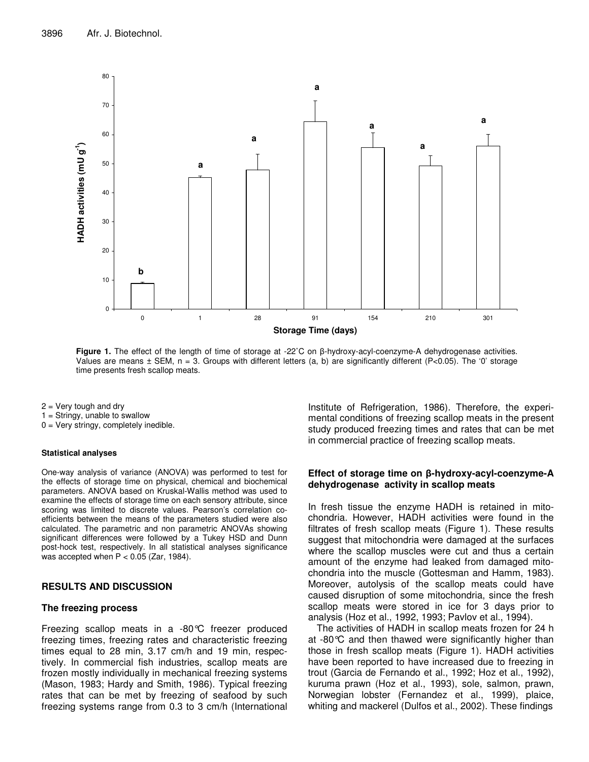**Figure 1.** The effect of the length of time of storage at -22°C on β-hydroxy-acyl-coenzyme-A dehydrogenase activities. Values are means ± SEM, n = 3. Groups with different letters (a, b) are significantly different (P<0.05). The '0' storage time presents fresh scallop meats.

2 = Very tough and dry
1 = Stringy, unable to swallow
0 = Very stringy, completely inedible.

#### Statistical analyses

One-way analysis of variance (ANOVA) was performed to test for the effects of storage time on physical, chemical and biochemical parameters. ANOVA based on Kruskal-Wallis method was used to examine the effects of storage time on each sensory attribute, since scoring was limited to discrete values. Pearson's correlation coefficients between the means of the parameters studied were also calculated. The parametric and non parametric ANOVAs showing significant differences were followed by a Tukey HSD and Dunn post-hock test, respectively. In all statistical analyses significance was accepted when $P < 0.05$ (Zar, 1984).

## RESULTS AND DISCUSSION

### The freezing process

Freezing scallop meats in a -80°C freezer produced freezing times, freezing rates and characteristic freezing times equal to 28 min, 3.17 cm/h and 19 min, respectively. In commercial fish industries, scallop meats are frozen mostly individually in mechanical freezing systems (Mason, 1983; Hardy and Smith, 1986). Typical freezing rates that can be met by freezing of seafood by such freezing systems range from 0.3 to 3 cm/h (International Institute of Refrigeration, 1986). Therefore, the experimental conditions of freezing scallop meats in the present study produced freezing times and rates that can be met in commercial practice of freezing scallop meats.

### Effect of storage time on β-hydroxy-acyl-coenzyme-A dehydrogenase activity in scallop meats

In fresh tissue the enzyme HADH is retained in mitochondria. However, HADH activities were found in the filtrates of fresh scallop meats (Figure 1). These results suggest that mitochondria were damaged at the surfaces where the scallop muscles were cut and thus a certain amount of the enzyme had leaked from damaged mitochondria into the muscle (Gottesman and Hamm, 1983). Moreover, autolysis of the scallop meats could have caused disruption of some mitochondria, since the fresh scallop meats were stored in ice for 3 days prior to analysis (Hoz et al., 1992, 1993; Pavlov et al., 1994).

The activities of HADH in scallop meats frozen for 24 h at -80°C and then thawed were significantly higher than those in fresh scallop meats (Figure 1). HADH activities have been reported to have increased due to freezing in trout (Garcia de Fernando et al., 1992; Hoz et al., 1992), kuruma prawn (Hoz et al., 1993), sole, salmon, prawn, Norwegian lobster (Fernandez et al., 1999), plaice, whiting and mackerel (Dulfos et al., 2002). These findings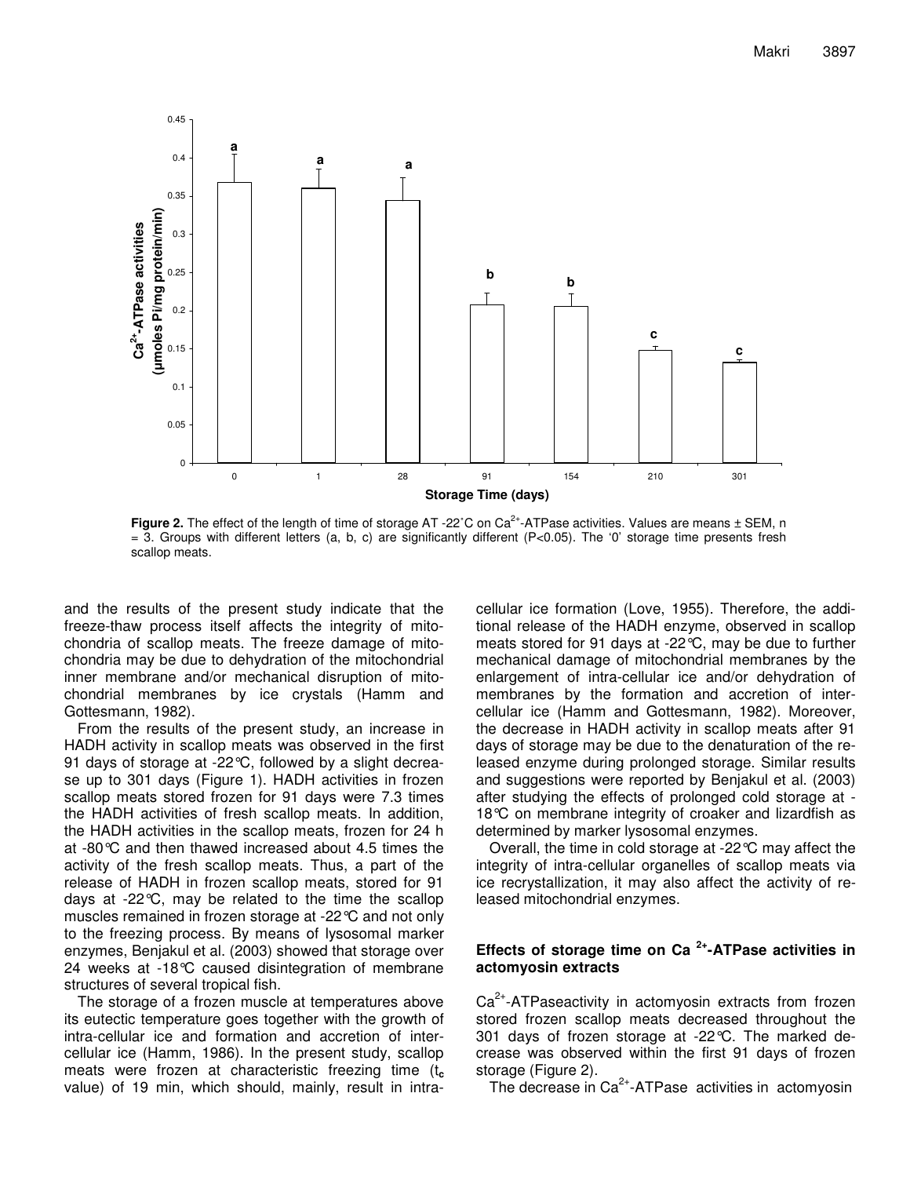**Figure 2.** The effect of the length of time of storage AT -22˚C on $Ca^{2+}$-ATPase activities. Values are means ± SEM, n = 3. Groups with different letters (a, b, c) are significantly different (P<0.05). The '0' storage time presents fresh scallop meats.

and the results of the present study indicate that the freeze-thaw process itself affects the integrity of mitochondria of scallop meats. The freeze damage of mitochondria may be due to dehydration of the mitochondrial inner membrane and/or mechanical disruption of mitochondrial membranes by ice crystals (Hamm and Gottesmann, 1982).

From the results of the present study, an increase in HADH activity in scallop meats was observed in the first 91 days of storage at -22°C, followed by a slight decrease up to 301 days (Figure 1). HADH activities in frozen scallop meats stored frozen for 91 days were 7.3 times the HADH activities of fresh scallop meats. In addition, the HADH activities in the scallop meats, frozen for 24 h at -80°C and then thawed increased about 4.5 times the activity of the fresh scallop meats. Thus, a part of the release of HADH in frozen scallop meats, stored for 91 days at -22°C, may be related to the time the scallop muscles remained in frozen storage at -22°C and not only to the freezing process. By means of lysosomal marker enzymes, Benjakul et al. (2003) showed that storage over 24 weeks at -18°C caused disintegration of membrane structures of several tropical fish.

The storage of a frozen muscle at temperatures above its eutectic temperature goes together with the growth of intra-cellular ice and formation and accretion of inter-cellular ice (Hamm, 1986). In the present study, scallop meats were frozen at characteristic freezing time ($t_c$ value) of 19 min, which should, mainly, result in intra-cellular ice formation (Love, 1955). Therefore, the additional release of the HADH enzyme, observed in scallop meats stored for 91 days at -22°C, may be due to further mechanical damage of mitochondrial membranes by the enlargement of intra-cellular ice and/or dehydration of membranes by the formation and accretion of inter-cellular ice (Hamm and Gottesmann, 1982). Moreover, the decrease in HADH activity in scallop meats after 91 days of storage may be due to the denaturation of the released enzyme during prolonged storage. Similar results and suggestions were reported by Benjakul et al. (2003) after studying the effects of prolonged cold storage at -18°C on membrane integrity of croaker and lizardfish as determined by marker lysosomal enzymes.

Overall, the time in cold storage at -22°C may affect the integrity of intra-cellular organelles of scallop meats via ice recrystallization, it may also affect the activity of released mitochondrial enzymes.

### Effects of storage time on $Ca^{2+}$-ATPase activities in actomyosin extracts

$Ca^{2+}$-ATPaseactivity in actomyosin extracts from frozen stored frozen scallop meats decreased throughout the 301 days of frozen storage at -22°C. The marked decrease was observed within the first 91 days of frozen storage (Figure 2).

The decrease in $Ca^{2+}$-ATPase activities in actomyosin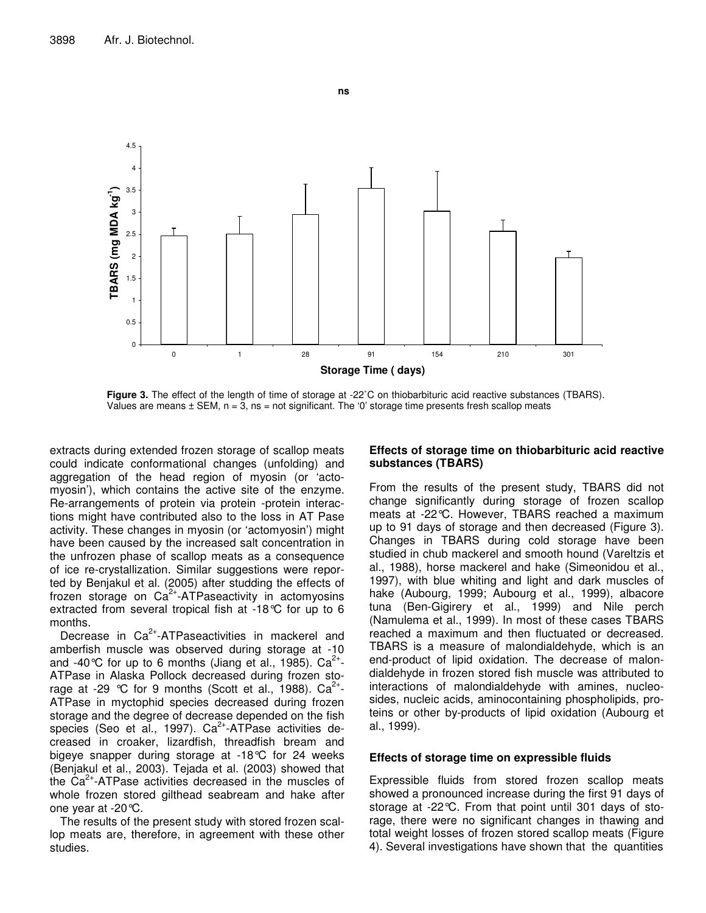**Figure 3.** The effect of the length of time of storage at -22˚C on thiobarbituric acid reactive substances (TBARS). Values are means ± SEM, n = 3, ns = not significant. The '0' storage time presents fresh scallop meats

extracts during extended frozen storage of scallop meats could indicate conformational changes (unfolding) and aggregation of the head region of myosin (or 'actomyosin'), which contains the active site of the enzyme. Re-arrangements of protein via protein -protein interactions might have contributed also to the loss in AT Pase activity. These changes in myosin (or 'actomyosin') might have been caused by the increased salt concentration in the unfrozen phase of scallop meats as a consequence of ice re-crystallization. Similar suggestions were reported by Benjakul et al. (2005) after studding the effects of frozen storage on $Ca^{2+}$-ATPaseactivity in actomyosins extracted from several tropical fish at -18°C for up to 6 months.

Decrease in $Ca^{2+}$-ATPaseactivities in mackerel and amberfish muscle was observed during storage at -10 and -40°C for up to 6 months (Jiang et al., 1985). $Ca^{2+}$-ATPase in Alaska Pollock decreased during frozen storage at -29 °C for 9 months (Scott et al., 1988). $Ca^{2+}$-ATPase in myctophid species decreased during frozen storage and the degree of decrease depended on the fish species (Seo et al., 1997). $Ca^{2+}$-ATPase activities decreased in croaker, lizardfish, threadfish bream and bigeye snapper during storage at -18°C for 24 weeks (Benjakul et al., 2003). Tejada et al. (2003) showed that the $Ca^{2+}$-ATPase activities decreased in the muscles of whole frozen stored gilthead seabream and hake after one year at -20°C.

The results of the present study with stored frozen scallop meats are, therefore, in agreement with these other studies.

### Effects of storage time on thiobarbituric acid reactive substances (TBARS)

From the results of the present study, TBARS did not change significantly during storage of frozen scallop meats at -22°C. However, TBARS reached a maximum up to 91 days of storage and then decreased (Figure 3). Changes in TBARS during cold storage have been studied in chub mackerel and smooth hound (Vareltzis et al., 1988), horse mackerel and hake (Simeonidou et al., 1997), with blue whiting and light and dark muscles of hake (Aubourg, 1999; Aubourg et al., 1999), albacore tuna (Ben-Gigirery et al., 1999) and Nile perch (Namulema et al., 1999). In most of these cases TBARS reached a maximum and then fluctuated or decreased. TBARS is a measure of malondialdehyde, which is an end-product of lipid oxidation. The decrease of malondialdehyde in frozen stored fish muscle was attributed to interactions of malondialdehyde with amines, nucleosides, nucleic acids, aminocontaining phospholipids, proteins or other by-products of lipid oxidation (Aubourg et al., 1999).

### Effects of storage time on expressible fluids

Expressible fluids from stored frozen scallop meats showed a pronounced increase during the first 91 days of storage at -22°C. From that point until 301 days of storage, there were no significant changes in thawing and total weight losses of frozen stored scallop meats (Figure 4). Several investigations have shown that the quantities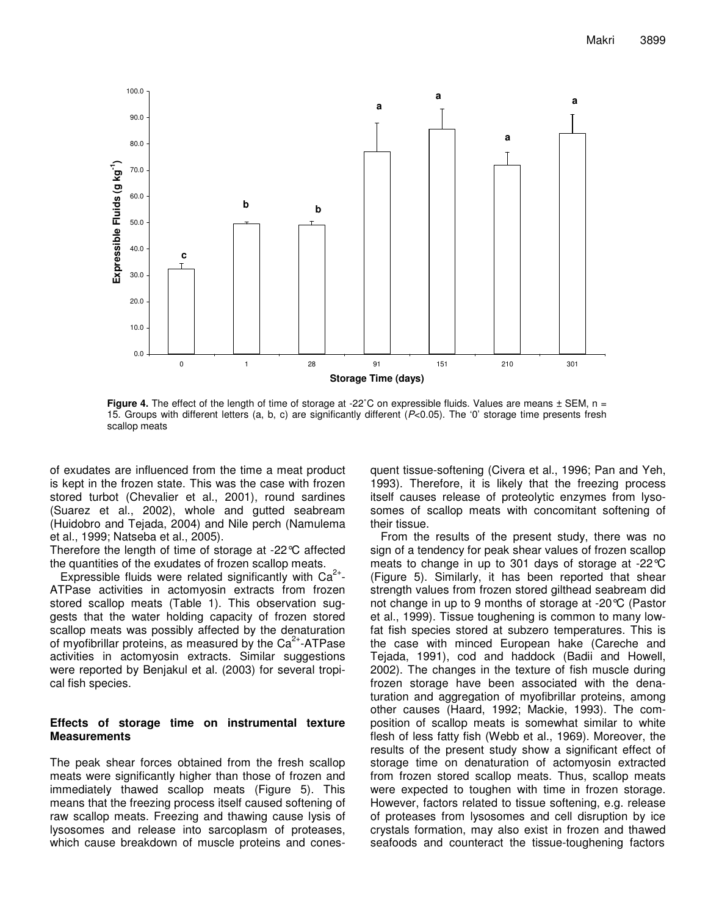**Figure 4.** The effect of the length of time of storage at -22˚C on expressible fluids. Values are means ± SEM, n = 15. Groups with different letters (a, b, c) are significantly different (*P*<0.05). The '0' storage time presents fresh scallop meats

of exudates are influenced from the time a meat product is kept in the frozen state. This was the case with frozen stored turbot (Chevalier et al., 2001), round sardines (Suarez et al., 2002), whole and gutted seabream (Huidobro and Tejada, 2004) and Nile perch (Namulema et al., 1999; Natseba et al., 2005).

Therefore the length of time of storage at -22°C affected the quantities of the exudates of frozen scallop meats.

Expressible fluids were related significantly with $Ca^{2+}$-ATPase activities in actomyosin extracts from frozen stored scallop meats (Table 1). This observation suggests that the water holding capacity of frozen stored scallop meats was possibly affected by the denaturation of myofibrillar proteins, as measured by the $Ca^{2+}$-ATPase activities in actomyosin extracts. Similar suggestions were reported by Benjakul et al. (2003) for several tropical fish species.

## Effects of storage time on instrumental texture Measurements

The peak shear forces obtained from the fresh scallop meats were significantly higher than those of frozen and immediately thawed scallop meats (Figure 5). This means that the freezing process itself caused softening of raw scallop meats. Freezing and thawing cause lysis of lysosomes and release into sarcoplasm of proteases, which cause breakdown of muscle proteins and consequent tissue-softening (Civera et al., 1996; Pan and Yeh, 1993). Therefore, it is likely that the freezing process itself causes release of proteolytic enzymes from lysosomes of scallop meats with concomitant softening of their tissue.

From the results of the present study, there was no sign of a tendency for peak shear values of frozen scallop meats to change in up to 301 days of storage at -22°C (Figure 5). Similarly, it has been reported that shear strength values from frozen stored gilthead seabream did not change in up to 9 months of storage at -20°C (Pastor et al., 1999). Tissue toughening is common to many low-fat fish species stored at subzero temperatures. This is the case with minced European hake (Careche and Tejada, 1991), cod and haddock (Badii and Howell, 2002). The changes in the texture of fish muscle during frozen storage have been associated with the denaturation and aggregation of myofibrillar proteins, among other causes (Haard, 1992; Mackie, 1993). The composition of scallop meats is somewhat similar to white flesh of less fatty fish (Webb et al., 1969). Moreover, the results of the present study show a significant effect of storage time on denaturation of actomyosin extracted from frozen stored scallop meats. Thus, scallop meats were expected to toughen with time in frozen storage. However, factors related to tissue softening, e.g. release of proteases from lysosomes and cell disruption by ice crystals formation, may also exist in frozen and thawed seafoods and counteract the tissue-toughening factors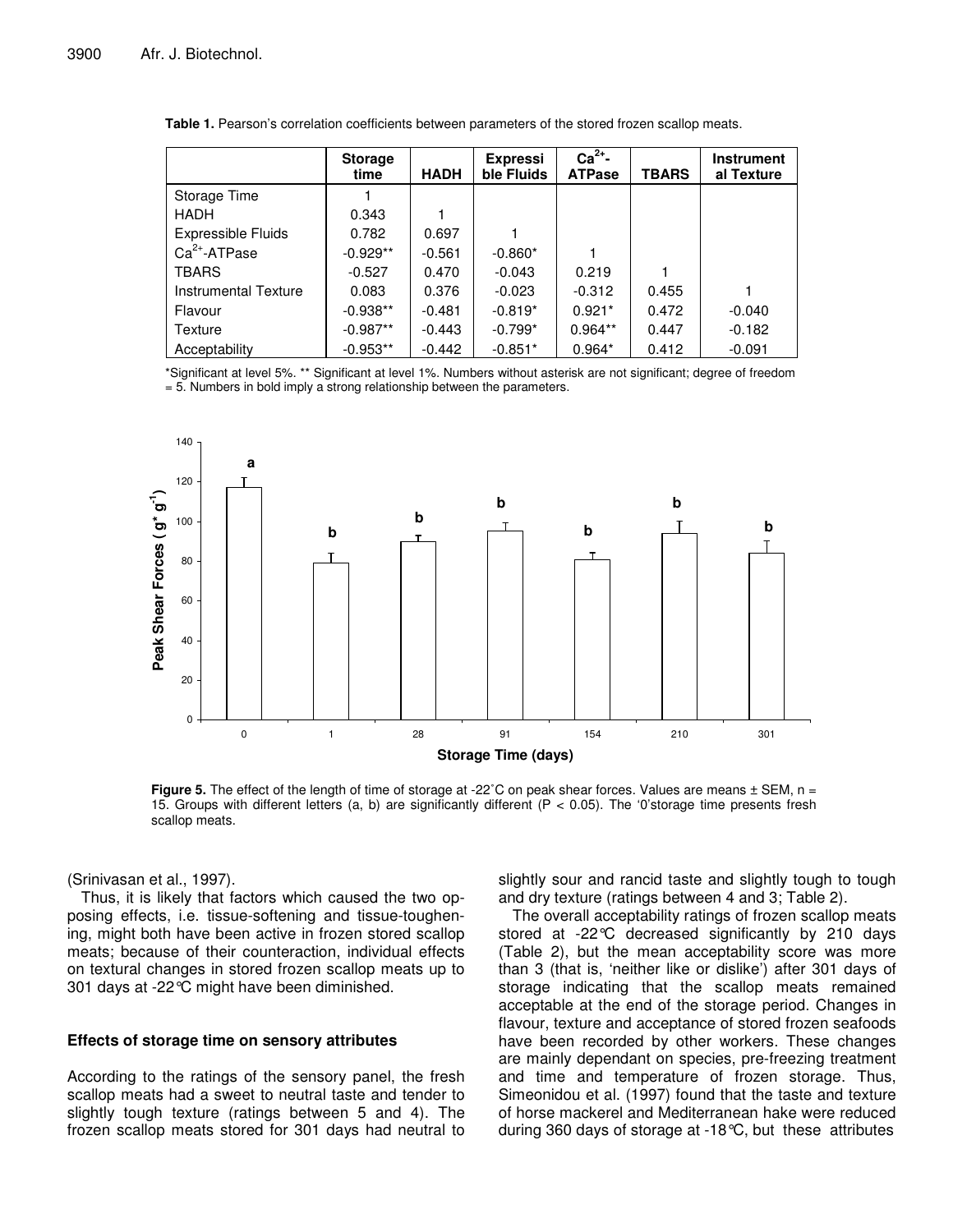**Table 1.** Pearson's correlation coefficients between parameters of the stored frozen scallop meats.

| | Storage time | HADH | Expressible Fluids | $Ca^{2+}$-ATPase | TBARS | Instrumental Texture |
|---|---|---|---|---|---|---|
| Storage Time | 1 | | | | | |
| HADH | 0.343 | 1 | | | | |
| Expressible Fluids | 0.782 | 0.697 | 1 | | | |
| $Ca^{2+}$-ATPase | -0.929** | -0.561 | -0.860* | 1 | | |
| TBARS | -0.527 | 0.470 | -0.043 | 0.219 | 1 | |
| Instrumental Texture | 0.083 | 0.376 | -0.023 | -0.312 | 0.455 | 1 |
| Flavour | -0.938** | -0.481 | -0.819* | 0.921* | 0.472 | -0.040 |
| Texture | -0.987** | -0.443 | -0.799* | 0.964** | 0.447 | -0.182 |
| Acceptability | -0.953** | -0.442 | -0.851* | 0.964* | 0.412 | -0.091 |

*Significant at level 5%. ** Significant at level 1%. Numbers without asterisk are not significant; degree of freedom = 5. Numbers in bold imply a strong relationship between the parameters.

**Figure 5.** The effect of the length of time of storage at -22˚C on peak shear forces. Values are means ± SEM, n = 15. Groups with different letters (a, b) are significantly different (P < 0.05). The '0'storage time presents fresh scallop meats.

(Srinivasan et al., 1997).

Thus, it is likely that factors which caused the two opposing effects, i.e. tissue-softening and tissue-toughening, might both have been active in frozen stored scallop meats; because of their counteraction, individual effects on textural changes in stored frozen scallop meats up to 301 days at -22°C might have been diminished.

### Effects of storage time on sensory attributes

According to the ratings of the sensory panel, the fresh scallop meats had a sweet to neutral taste and tender to slightly tough texture (ratings between 5 and 4). The frozen scallop meats stored for 301 days had neutral to slightly sour and rancid taste and slightly tough to tough and dry texture (ratings between 4 and 3; Table 2).

The overall acceptability ratings of frozen scallop meats stored at -22°C decreased significantly by 210 days (Table 2), but the mean acceptability score was more than 3 (that is, 'neither like or dislike') after 301 days of storage indicating that the scallop meats remained acceptable at the end of the storage period. Changes in flavour, texture and acceptance of stored frozen seafoods have been recorded by other workers. These changes are mainly dependant on species, pre-freezing treatment and time and temperature of frozen storage. Thus, Simeonidou et al. (1997) found that the taste and texture of horse mackerel and Mediterranean hake were reduced during 360 days of storage at -18°C, but these attributes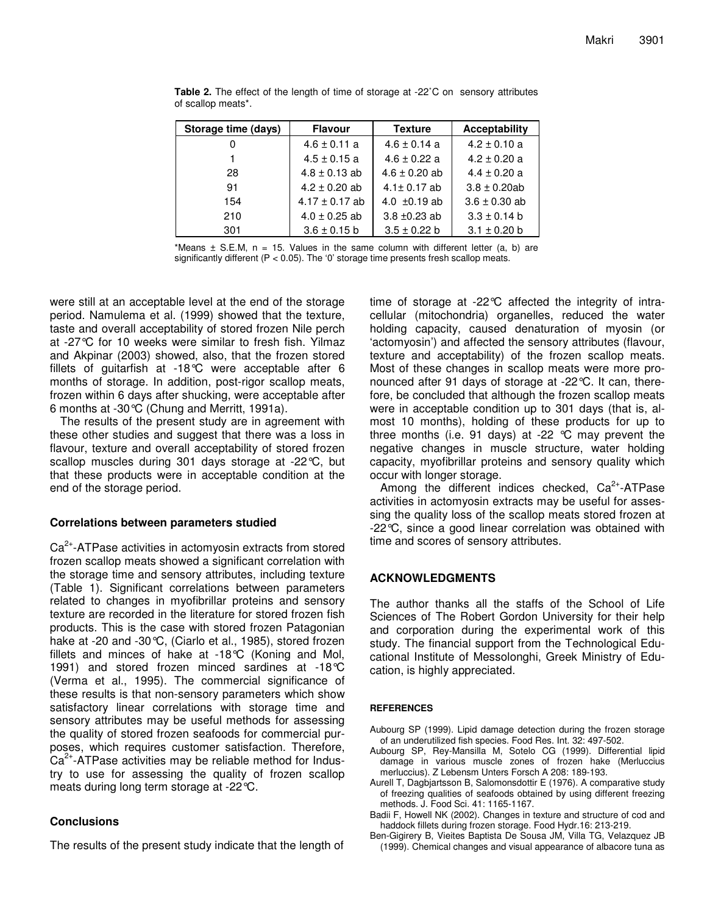**Table 2.** The effect of the length of time of storage at -22˚C on sensory attributes of scallop meats*.

| Storage time (days) | Flavour | Texture | Acceptability |
|---|---|---|---|
| 0 | 4.6 ± 0.11 a | 4.6 ± 0.14 a | 4.2 ± 0.10 a |
| 1 | 4.5 ± 0.15 a | 4.6 ± 0.22 a | 4.2 ± 0.20 a |
| 28 | 4.8 ± 0.13 ab | 4.6 ± 0.20 ab | 4.4 ± 0.20 a |
| 91 | 4.2 ± 0.20 ab | 4.1± 0.17 ab | 3.8 ± 0.20ab |
| 154 | 4.17 ± 0.17 ab | 4.0 ±0.19 ab | 3.6 ± 0.30 ab |
| 210 | 4.0 ± 0.25 ab | 3.8 ±0.23 ab | 3.3 ± 0.14 b |
| 301 | 3.6 ± 0.15 b | 3.5 ± 0.22 b | 3.1 ± 0.20 b |

*Means ± S.E.M, n = 15. Values in the same column with different letter (a, b) are significantly different ($P < 0.05$). The '0' storage time presents fresh scallop meats.

were still at an acceptable level at the end of the storage period. Namulema et al. (1999) showed that the texture, taste and overall acceptability of stored frozen Nile perch at -27°C for 10 weeks were similar to fresh fish. Yilmaz and Akpinar (2003) showed, also, that the frozen stored fillets of guitarfish at -18°C were acceptable after 6 months of storage. In addition, post-rigor scallop meats, frozen within 6 days after shucking, were acceptable after 6 months at -30°C (Chung and Merritt, 1991a).

The results of the present study are in agreement with these other studies and suggest that there was a loss in flavour, texture and overall acceptability of stored frozen scallop muscles during 301 days storage at -22°C, but that these products were in acceptable condition at the end of the storage period.

### Correlations between parameters studied

$Ca^{2+}$-ATPase activities in actomyosin extracts from stored frozen scallop meats showed a significant correlation with the storage time and sensory attributes, including texture (Table 1). Significant correlations between parameters related to changes in myofibrillar proteins and sensory texture are recorded in the literature for stored frozen fish products. This is the case with stored frozen Patagonian hake at -20 and -30°C, (Ciarlo et al., 1985), stored frozen fillets and minces of hake at -18°C (Koning and Mol, 1991) and stored frozen minced sardines at -18°C (Verma et al., 1995). The commercial significance of these results is that non-sensory parameters which show satisfactory linear correlations with storage time and sensory attributes may be useful methods for assessing the quality of stored frozen seafoods for commercial purposes, which requires customer satisfaction. Therefore, $Ca^{2+}$-ATPase activities may be reliable method for Industry to use for assessing the quality of frozen scallop meats during long term storage at -22°C.

### Conclusions

The results of the present study indicate that the length of time of storage at -22°C affected the integrity of intracellular (mitochondria) organelles, reduced the water holding capacity, caused denaturation of myosin (or 'actomyosin') and affected the sensory attributes (flavour, texture and acceptability) of the frozen scallop meats. Most of these changes in scallop meats were more pronounced after 91 days of storage at -22°C. It can, therefore, be concluded that although the frozen scallop meats were in acceptable condition up to 301 days (that is, almost 10 months), holding of these products for up to three months (i.e. 91 days) at -22 °C may prevent the negative changes in muscle structure, water holding capacity, myofibrillar proteins and sensory quality which occur with longer storage.

Among the different indices checked, $Ca^{2+}$-ATPase activities in actomyosin extracts may be useful for assessing the quality loss of the scallop meats stored frozen at -22°C, since a good linear correlation was obtained with time and scores of sensory attributes.

## ACKNOWLEDGMENTS

The author thanks all the staffs of the School of Life Sciences of The Robert Gordon University for their help and corporation during the experimental work of this study. The financial support from the Technological Educational Institute of Messolonghi, Greek Ministry of Education, is highly appreciated.

## REFERENCES

Aubourg SP (1999). Lipid damage detection during the frozen storage of an underutilized fish species. Food Res. Int. 32: 497-502.

Aubourg SP, Rey-Mansilla M, Sotelo CG (1999). Differential lipid damage in various muscle zones of frozen hake (Merluccius merluccius). Z Lebensm Unters Forsch A 208: 189-193.

Aurell T, Dagbjartsson B, Salomonsdottir E (1976). A comparative study of freezing qualities of seafoods obtained by using different freezing methods. J. Food Sci. 41: 1165-1167.

Badii F, Howell NK (2002). Changes in texture and structure of cod and haddock fillets during frozen storage. Food Hydr.16: 213-219.

Ben-Gigirery B, Vieites Baptista De Sousa JM, Villa TG, Velazquez JB (1999). Chemical changes and visual appearance of albacore tuna as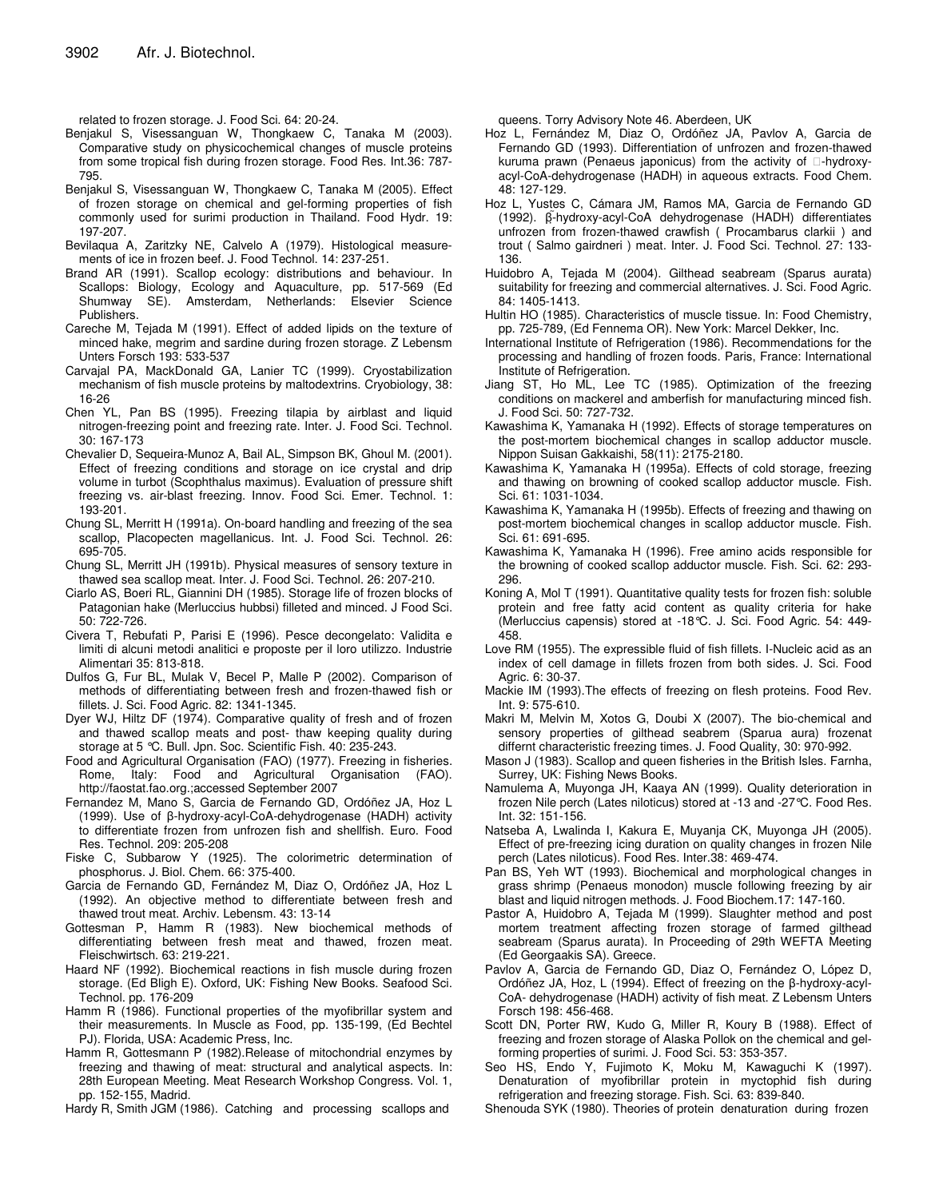related to frozen storage. J. Food Sci. 64: 20-24.

Benjakul S, Visessanguan W, Thongkaew C, Tanaka M (2003). Comparative study on physicochemical changes of muscle proteins from some tropical fish during frozen storage. Food Res. Int.36: 787-795.

Benjakul S, Visessanguan W, Thongkaew C, Tanaka M (2005). Effect of frozen storage on chemical and gel-forming properties of fish commonly used for surimi production in Thailand. Food Hydr. 19: 197-207.

Bevilaqua A, Zaritzky NE, Calvelo A (1979). Histological measurements of ice in frozen beef. J. Food Technol. 14: 237-251.

Brand AR (1991). Scallop ecology: distributions and behaviour. In Scallops: Biology, Ecology and Aquaculture, pp. 517-569 (Ed Shumway SE). Amsterdam, Netherlands: Elsevier Science Publishers.

Careche M, Tejada M (1991). Effect of added lipids on the texture of minced hake, megrim and sardine during frozen storage. Z Lebensm Unters Forsch 193: 533-537

Carvajal PA, MackDonald GA, Lanier TC (1999). Cryostabilization mechanism of fish muscle proteins by maltodextrins. Cryobiology, 38: 16-26

Chen YL, Pan BS (1995). Freezing tilapia by airblast and liquid nitrogen-freezing point and freezing rate. Inter. J. Food Sci. Technol. 30: 167-173

Chevalier D, Sequeira-Munoz A, Bail AL, Simpson BK, Ghoul M. (2001). Effect of freezing conditions and storage on ice crystal and drip volume in turbot (Scophthalus maximus). Evaluation of pressure shift freezing vs. air-blast freezing. Innov. Food Sci. Emer. Technol. 1: 193-201.

Chung SL, Merritt H (1991a). On-board handling and freezing of the sea scallop, Placopecten magellanicus. Int. J. Food Sci. Technol. 26: 695-705.

Chung SL, Merritt JH (1991b). Physical measures of sensory texture in thawed sea scallop meat. Inter. J. Food Sci. Technol. 26: 207-210.

Ciarlo AS, Boeri RL, Giannini DH (1985). Storage life of frozen blocks of Patagonian hake (Merluccius hubbsi) filleted and minced. J Food Sci. 50: 722-726.

Civera T, Rebufati P, Parisi E (1996). Pesce decongelato: Validita e limiti di alcuni metodi analitici e proposte per il loro utilizzo. Industrie Alimentari 35: 813-818.

Dulfos G, Fur BL, Mulak V, Becel P, Malle P (2002). Comparison of methods of differentiating between fresh and frozen-thawed fish or fillets. J. Sci. Food Agric. 82: 1341-1345.

Dyer WJ, Hiltz DF (1974). Comparative quality of fresh and of frozen and thawed scallop meats and post- thaw keeping quality during storage at 5 °C. Bull. Jpn. Soc. Scientific Fish. 40: 235-243.

Food and Agricultural Organisation (FAO) (1977). Freezing in fisheries. Rome, Italy: Food and Agricultural Organisation (FAO). http://faostat.fao.org.;accessed September 2007

Fernandez M, Mano S, Garcia de Fernando GD, Ordóñez JA, Hoz L (1999). Use of β-hydroxy-acyl-CoA-dehydrogenase (HADH) activity to differentiate frozen from unfrozen fish and shellfish. Euro. Food Res. Technol. 209: 205-208

Fiske C, Subbarow Y (1925). The colorimetric determination of phosphorus. J. Biol. Chem. 66: 375-400.

Garcia de Fernando GD, Fernández M, Diaz O, Ordóñez JA, Hoz L (1992). An objective method to differentiate between fresh and thawed trout meat. Archiv. Lebensm. 43: 13-14

Gottesman P, Hamm R (1983). New biochemical methods of differentiating between fresh meat and thawed, frozen meat. Fleischwirtsch. 63: 219-221.

Haard NF (1992). Biochemical reactions in fish muscle during frozen storage. (Ed Bligh E). Oxford, UK: Fishing New Books. Seafood Sci. Technol. pp. 176-209

Hamm R (1986). Functional properties of the myofibrillar system and their measurements. In Muscle as Food, pp. 135-199, (Ed Bechtel PJ). Florida, USA: Academic Press, Inc.

Hamm R, Gottesmann P (1982).Release of mitochondrial enzymes by freezing and thawing of meat: structural and analytical aspects. In: 28th European Meeting. Meat Research Workshop Congress. Vol. 1, pp. 152-155, Madrid.

Hardy R, Smith JGM (1986). Catching and processing scallops and queens. Torry Advisory Note 46. Aberdeen, UK

Hoz L, Fernández M, Diaz O, Ordóñez JA, Pavlov A, Garcia de Fernando GD (1993). Differentiation of unfrozen and frozen-thawed kuruma prawn (Penaeus japonicus) from the activity of -hydroxy-acyl-CoA-dehydrogenase (HADH) in aqueous extracts. Food Chem. 48: 127-129.

Hoz L, Yustes C, Cámara JM, Ramos MA, Garcia de Fernando GD (1992). β-hydroxy-acyl-CoA dehydrogenase (HADH) differentiates unfrozen from frozen-thawed crawfish ( Procambarus clarkii ) and trout ( Salmo gairdneri ) meat. Inter. J. Food Sci. Technol. 27: 133-136.

Huidobro A, Tejada M (2004). Gilthead seabream (Sparus aurata) suitability for freezing and commercial alternatives. J. Sci. Food Agric. 84: 1405-1413.

Hultin HO (1985). Characteristics of muscle tissue. In: Food Chemistry, pp. 725-789, (Ed Fennema OR). New York: Marcel Dekker, Inc.

International Institute of Refrigeration (1986). Recommendations for the processing and handling of frozen foods. Paris, France: International Institute of Refrigeration.

Jiang ST, Ho ML, Lee TC (1985). Optimization of the freezing conditions on mackerel and amberfish for manufacturing minced fish. J. Food Sci. 50: 727-732.

Kawashima K, Yamanaka H (1992). Effects of storage temperatures on the post-mortem biochemical changes in scallop adductor muscle. Nippon Suisan Gakkaishi, 58(11): 2175-2180.

Kawashima K, Yamanaka H (1995a). Effects of cold storage, freezing and thawing on browning of cooked scallop adductor muscle. Fish. Sci. 61: 1031-1034.

Kawashima K, Yamanaka H (1995b). Effects of freezing and thawing on post-mortem biochemical changes in scallop adductor muscle. Fish. Sci. 61: 691-695.

Kawashima K, Yamanaka H (1996). Free amino acids responsible for the browning of cooked scallop adductor muscle. Fish. Sci. 62: 293-296.

Koning A, Mol T (1991). Quantitative quality tests for frozen fish: soluble protein and free fatty acid content as quality criteria for hake (Merluccius capensis) stored at -18°C. J. Sci. Food Agric. 54: 449-458.

Love RM (1955). The expressible fluid of fish fillets. I-Nucleic acid as an index of cell damage in fillets frozen from both sides. J. Sci. Food Agric. 6: 30-37.

Mackie IM (1993).The effects of freezing on flesh proteins. Food Rev. Int. 9: 575-610.

Makri M, Melvin M, Xotos G, Doubi X (2007). The bio-chemical and sensory properties of gilthead seabrem (Sparua aura) frozenat differnt characteristic freezing times. J. Food Quality, 30: 970-992.

Mason J (1983). Scallop and queen fisheries in the British Isles. Farnha, Surrey, UK: Fishing News Books.

Namulema A, Muyonga JH, Kaaya AN (1999). Quality deterioration in frozen Nile perch (Lates niloticus) stored at -13 and -27°C. Food Res. Int. 32: 151-156.

Natseba A, Lwalinda I, Kakura E, Muyanja CK, Muyonga JH (2005). Effect of pre-freezing icing duration on quality changes in frozen Nile perch (Lates niloticus). Food Res. Inter.38: 469-474.

Pan BS, Yeh WT (1993). Biochemical and morphological changes in grass shrimp (Penaeus monodon) muscle following freezing by air blast and liquid nitrogen methods. J. Food Biochem.17: 147-160.

Pastor A, Huidobro A, Tejada M (1999). Slaughter method and post mortem treatment affecting frozen storage of farmed gilthead seabream (Sparus aurata). In Proceeding of 29th WEFTA Meeting (Ed Georgaakis SA). Greece.

Pavlov A, Garcia de Fernando GD, Diaz O, Fernández O, López D, Ordóñez JA, Hoz, L (1994). Effect of freezing on the β-hydroxy-acyl-CoA- dehydrogenase (HADH) activity of fish meat. Z Lebensm Unters Forsch 198: 456-468.

Scott DN, Porter RW, Kudo G, Miller R, Koury B (1988). Effect of freezing and frozen storage of Alaska Pollok on the chemical and gel-forming properties of surimi. J. Food Sci. 53: 353-357.

Seo HS, Endo Y, Fujimoto K, Moku M, Kawaguchi K (1997). Denaturation of myofibrillar protein in myctophid fish during refrigeration and freezing storage. Fish. Sci. 63: 839-840.

Shenouda SYK (1980). Theories of protein denaturation during frozen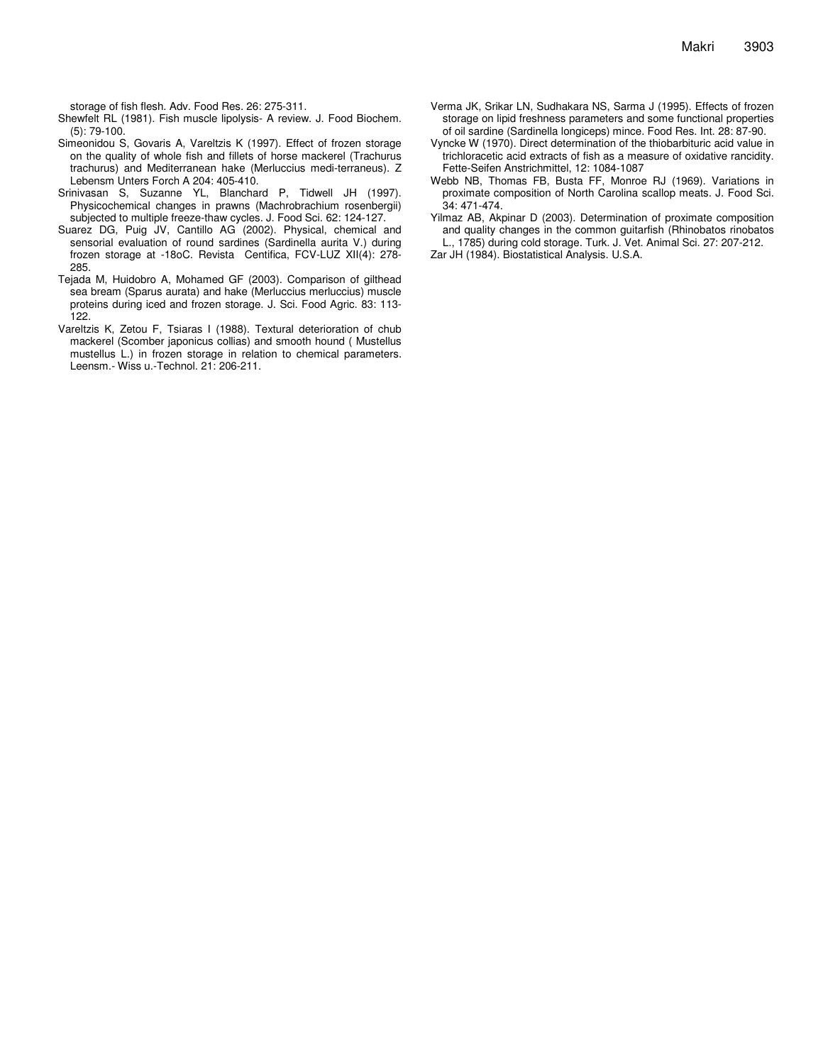storage of fish flesh. Adv. Food Res. 26: 275-311.

Shewfelt RL (1981). Fish muscle lipolysis- A review. J. Food Biochem. (5): 79-100.

Simeonidou S, Govaris A, Vareltzis K (1997). Effect of frozen storage on the quality of whole fish and fillets of horse mackerel (Trachurus trachurus) and Mediterranean hake (Merluccius medi-terraneus). Z Lebensm Unters Forch A 204: 405-410.

Srinivasan S, Suzanne YL, Blanchard P, Tidwell JH (1997). Physicochemical changes in prawns (Machrobrachium rosenbergii) subjected to multiple freeze-thaw cycles. J. Food Sci. 62: 124-127.

Suarez DG, Puig JV, Cantillo AG (2002). Physical, chemical and sensorial evaluation of round sardines (Sardinella aurita V.) during frozen storage at -18oC. Revista Centifica, FCV-LUZ XII(4): 278-285.

Tejada M, Huidobro A, Mohamed GF (2003). Comparison of gilthead sea bream (Sparus aurata) and hake (Merluccius merluccius) muscle proteins during iced and frozen storage. J. Sci. Food Agric. 83: 113-122.

Vareltzis K, Zetou F, Tsiaras I (1988). Textural deterioration of chub mackerel (Scomber japonicus collias) and smooth hound ( Mustellus mustellus L.) in frozen storage in relation to chemical parameters. Leensm.- Wiss u.-Technol. 21: 206-211.

Verma JK, Srikar LN, Sudhakara NS, Sarma J (1995). Effects of frozen storage on lipid freshness parameters and some functional properties of oil sardine (Sardinella longiceps) mince. Food Res. Int. 28: 87-90.

Vyncke W (1970). Direct determination of the thiobarbituric acid value in trichloracetic acid extracts of fish as a measure of oxidative rancidity. Fette-Seifen Anstrichmittel, 12: 1084-1087

Webb NB, Thomas FB, Busta FF, Monroe RJ (1969). Variations in proximate composition of North Carolina scallop meats. J. Food Sci. 34: 471-474.

Yilmaz AB, Akpinar D (2003). Determination of proximate composition and quality changes in the common guitarfish (Rhinobatos rinobatos L., 1785) during cold storage. Turk. J. Vet. Animal Sci. 27: 207-212.

Zar JH (1984). Biostatistical Analysis. U.S.A.